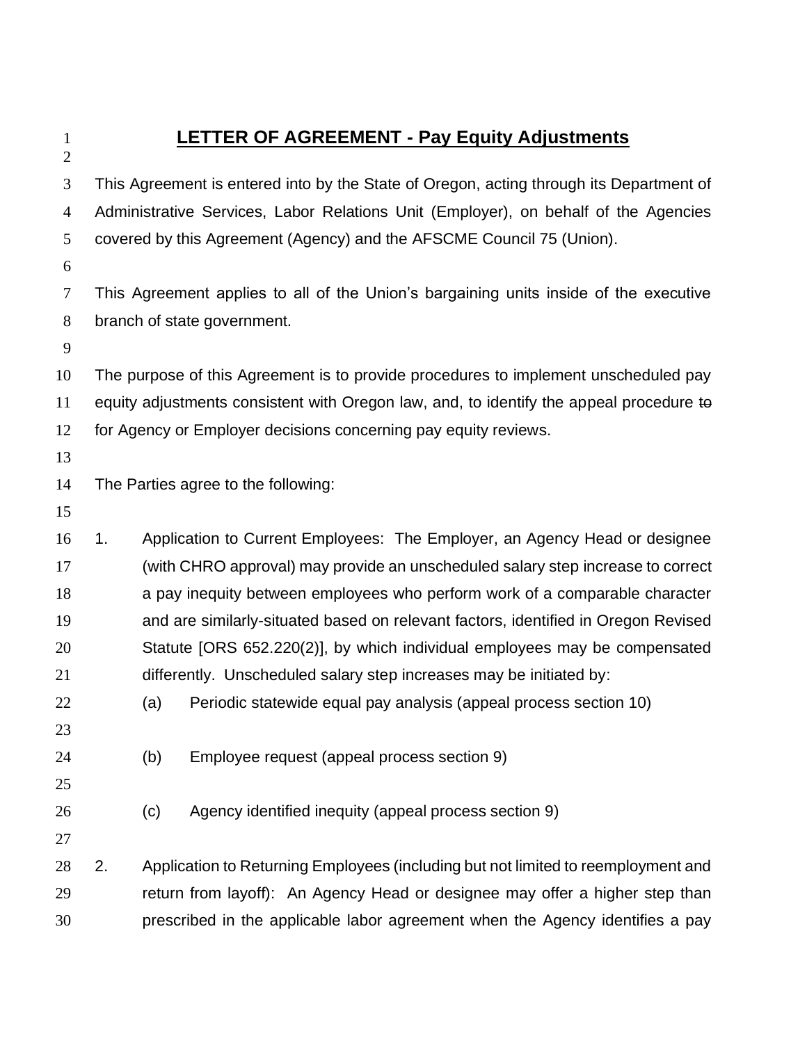# LETTER OF AGREEMENT - Pay Equity Adjustments

This Agreement is entered into by the State of Oregon, acting through its Department of Administrative Services, Labor Relations Unit (Employer), on behalf of the Agencies covered by this Agreement (Agency) and the AFSCME Council 75 (Union).

This Agreement applies to all of the Union's bargaining units inside of the executive branch of state government.

The purpose of this Agreement is to provide procedures to implement unscheduled pay equity adjustments consistent with Oregon law, and, to identify the appeal procedure ~~to~~ for Agency or Employer decisions concerning pay equity reviews.

The Parties agree to the following:

1. Application to Current Employees: The Employer, an Agency Head or designee (with CHRO approval) may provide an unscheduled salary step increase to correct a pay inequity between employees who perform work of a comparable character and are similarly-situated based on relevant factors, identified in Oregon Revised Statute [ORS 652.220(2)], by which individual employees may be compensated differently. Unscheduled salary step increases may be initiated by:
   - (a) Periodic statewide equal pay analysis (appeal process section 10)
   - (b) Employee request (appeal process section 9)
   - (c) Agency identified inequity (appeal process section 9)

2. Application to Returning Employees (including but not limited to reemployment and return from layoff): An Agency Head or designee may offer a higher step than prescribed in the applicable labor agreement when the Agency identifies a pay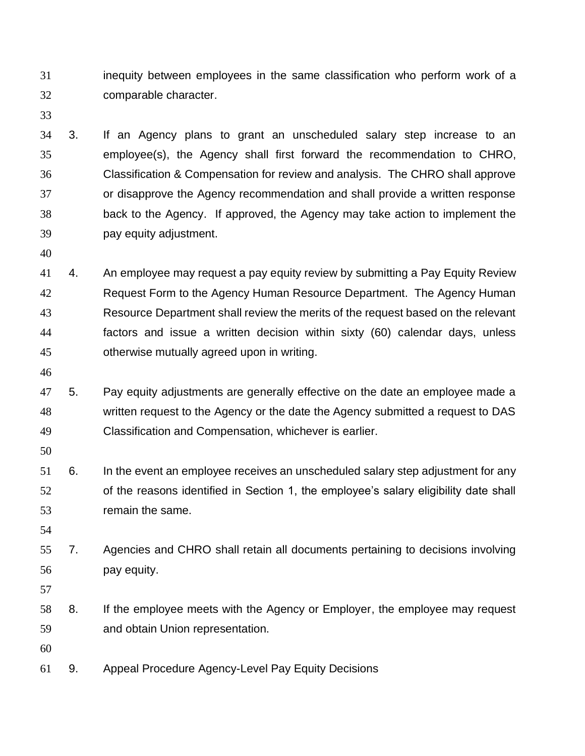inequity between employees in the same classification who perform work of a comparable character.

3. If an Agency plans to grant an unscheduled salary step increase to an employee(s), the Agency shall first forward the recommendation to CHRO, Classification & Compensation for review and analysis. The CHRO shall approve or disapprove the Agency recommendation and shall provide a written response back to the Agency. If approved, the Agency may take action to implement the pay equity adjustment.

4. An employee may request a pay equity review by submitting a Pay Equity Review Request Form to the Agency Human Resource Department. The Agency Human Resource Department shall review the merits of the request based on the relevant factors and issue a written decision within sixty (60) calendar days, unless otherwise mutually agreed upon in writing.

5. Pay equity adjustments are generally effective on the date an employee made a written request to the Agency or the date the Agency submitted a request to DAS Classification and Compensation, whichever is earlier.

6. In the event an employee receives an unscheduled salary step adjustment for any of the reasons identified in Section 1, the employee's salary eligibility date shall remain the same.

7. Agencies and CHRO shall retain all documents pertaining to decisions involving pay equity.

8. If the employee meets with the Agency or Employer, the employee may request and obtain Union representation.

9. Appeal Procedure Agency-Level Pay Equity Decisions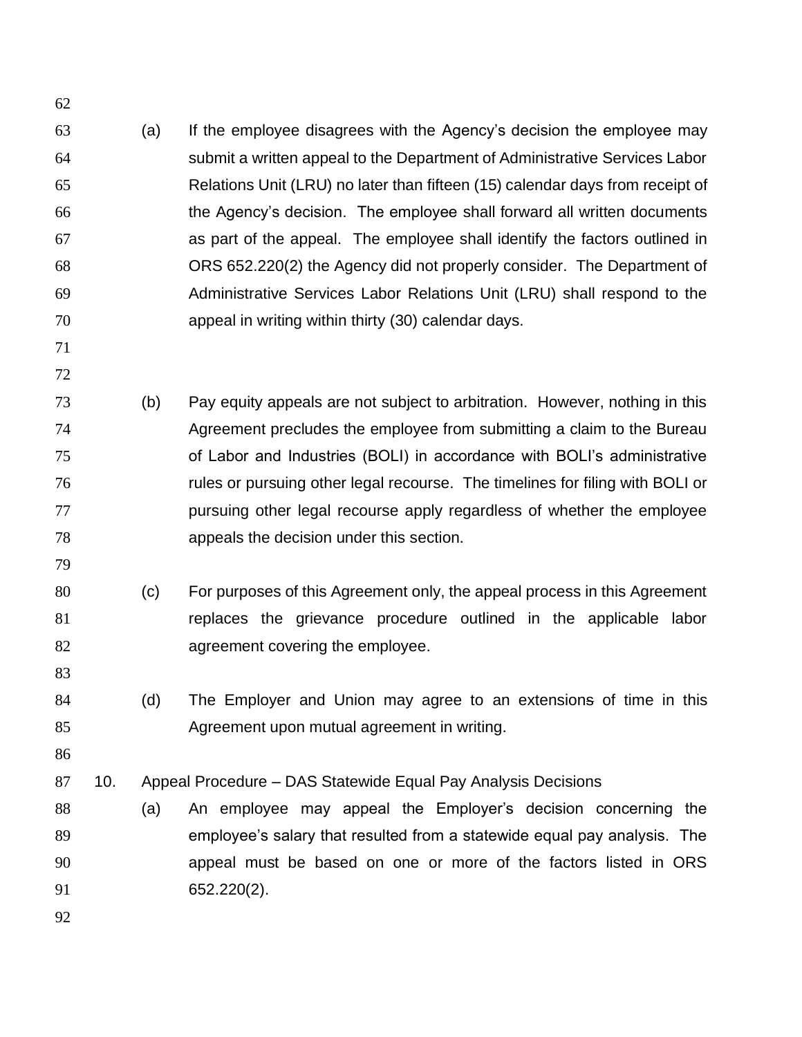(a) If the employee disagrees with the Agency's decision the employee may submit a written appeal to the Department of Administrative Services Labor Relations Unit (LRU) no later than fifteen (15) calendar days from receipt of the Agency's decision. The employee shall forward all written documents as part of the appeal. The employee shall identify the factors outlined in ORS 652.220(2) the Agency did not properly consider. The Department of Administrative Services Labor Relations Unit (LRU) shall respond to the appeal in writing within thirty (30) calendar days.

(b) Pay equity appeals are not subject to arbitration. However, nothing in this Agreement precludes the employee from submitting a claim to the Bureau of Labor and Industries (BOLI) in accordance with BOLI's administrative rules or pursuing other legal recourse. The timelines for filing with BOLI or pursuing other legal recourse apply regardless of whether the employee appeals the decision under this section.

(c) For purposes of this Agreement only, the appeal process in this Agreement replaces the grievance procedure outlined in the applicable labor agreement covering the employee.

(d) The Employer and Union may agree to an extensions of time in this Agreement upon mutual agreement in writing.

10. Appeal Procedure – DAS Statewide Equal Pay Analysis Decisions

(a) An employee may appeal the Employer's decision concerning the employee's salary that resulted from a statewide equal pay analysis. The appeal must be based on one or more of the factors listed in ORS 652.220(2).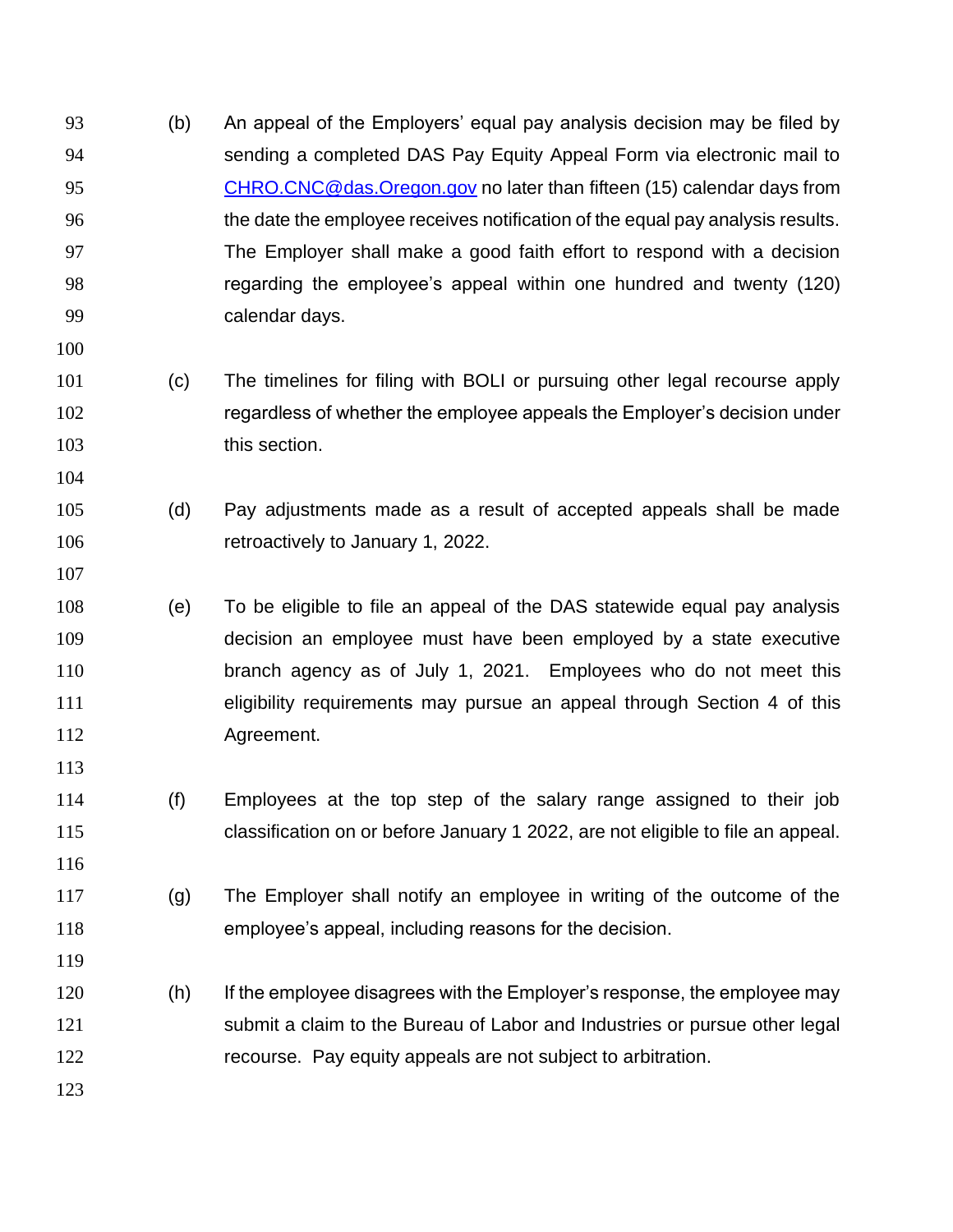(b) An appeal of the Employers' equal pay analysis decision may be filed by sending a completed DAS Pay Equity Appeal Form via electronic mail to CHRO.CNC@das.Oregon.gov no later than fifteen (15) calendar days from the date the employee receives notification of the equal pay analysis results. The Employer shall make a good faith effort to respond with a decision regarding the employee's appeal within one hundred and twenty (120) calendar days.

(c) The timelines for filing with BOLI or pursuing other legal recourse apply regardless of whether the employee appeals the Employer's decision under this section.

(d) Pay adjustments made as a result of accepted appeals shall be made retroactively to January 1, 2022.

(e) To be eligible to file an appeal of the DAS statewide equal pay analysis decision an employee must have been employed by a state executive branch agency as of July 1, 2021. Employees who do not meet this eligibility requirements may pursue an appeal through Section 4 of this Agreement.

(f) Employees at the top step of the salary range assigned to their job classification on or before January 1 2022, are not eligible to file an appeal.

(g) The Employer shall notify an employee in writing of the outcome of the employee's appeal, including reasons for the decision.

(h) If the employee disagrees with the Employer's response, the employee may submit a claim to the Bureau of Labor and Industries or pursue other legal recourse. Pay equity appeals are not subject to arbitration.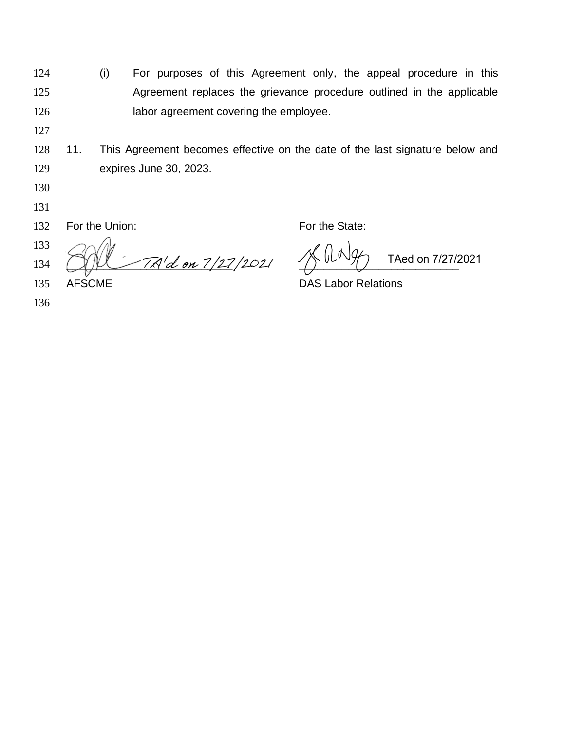(i) For purposes of this Agreement only, the appeal procedure in this Agreement replaces the grievance procedure outlined in the applicable labor agreement covering the employee.

11. This Agreement becomes effective on the date of the last signature below and expires June 30, 2023.

| | |
|---|---|
| For the Union: | For the State: |
| TA'd on 7/27/2021 | TAed on 7/27/2021 |
| AFSCME | DAS Labor Relations |